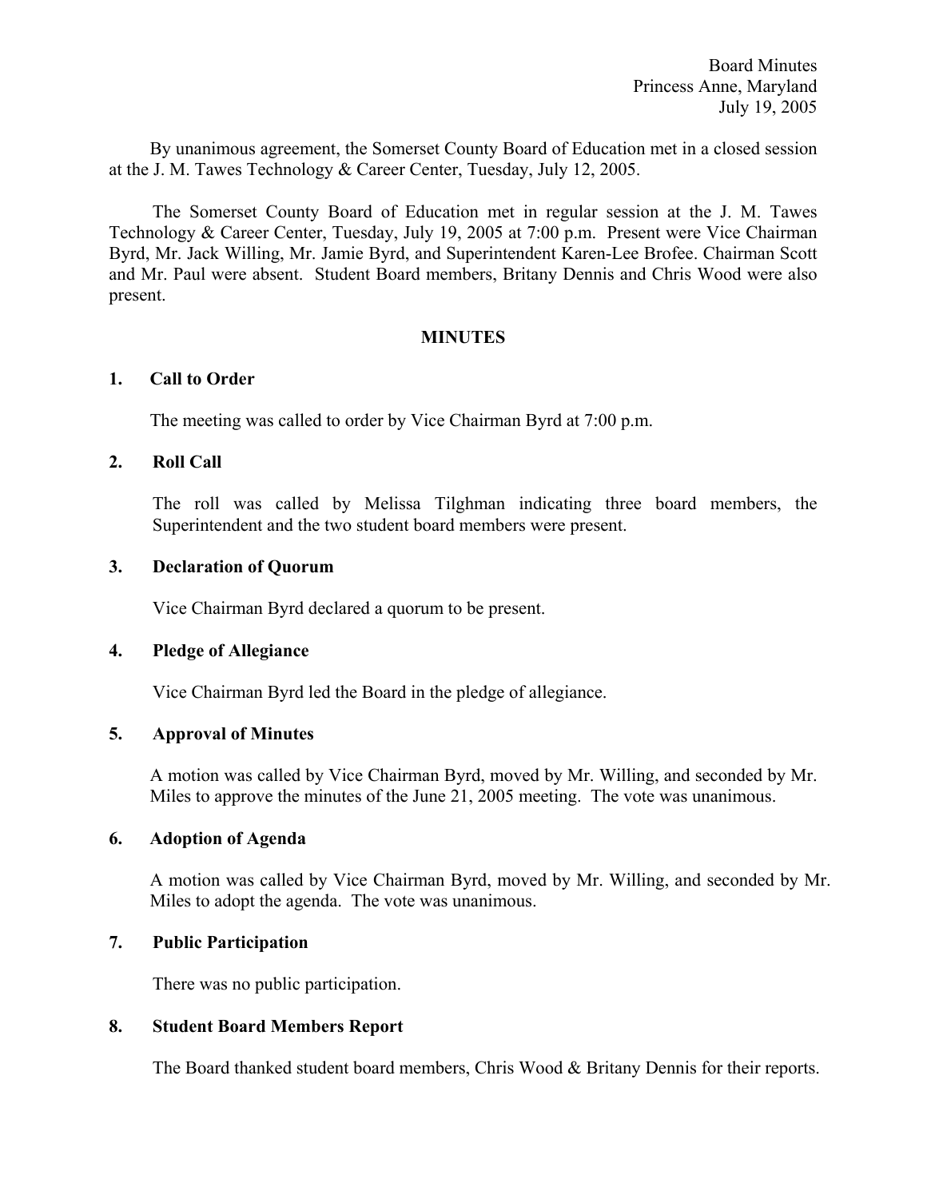Board Minutes
Princess Anne, Maryland
July 19, 2005

By unanimous agreement, the Somerset County Board of Education met in a closed session at the J. M. Tawes Technology & Career Center, Tuesday, July 12, 2005.

The Somerset County Board of Education met in regular session at the J. M. Tawes Technology & Career Center, Tuesday, July 19, 2005 at 7:00 p.m. Present were Vice Chairman Byrd, Mr. Jack Willing, Mr. Jamie Byrd, and Superintendent Karen-Lee Brofee. Chairman Scott and Mr. Paul were absent. Student Board members, Britany Dennis and Chris Wood were also present.

## MINUTES

### 1. Call to Order

The meeting was called to order by Vice Chairman Byrd at 7:00 p.m.

### 2. Roll Call

The roll was called by Melissa Tilghman indicating three board members, the Superintendent and the two student board members were present.

### 3. Declaration of Quorum

Vice Chairman Byrd declared a quorum to be present.

### 4. Pledge of Allegiance

Vice Chairman Byrd led the Board in the pledge of allegiance.

### 5. Approval of Minutes

A motion was called by Vice Chairman Byrd, moved by Mr. Willing, and seconded by Mr. Miles to approve the minutes of the June 21, 2005 meeting. The vote was unanimous.

### 6. Adoption of Agenda

A motion was called by Vice Chairman Byrd, moved by Mr. Willing, and seconded by Mr. Miles to adopt the agenda. The vote was unanimous.

### 7. Public Participation

There was no public participation.

### 8. Student Board Members Report

The Board thanked student board members, Chris Wood & Britany Dennis for their reports.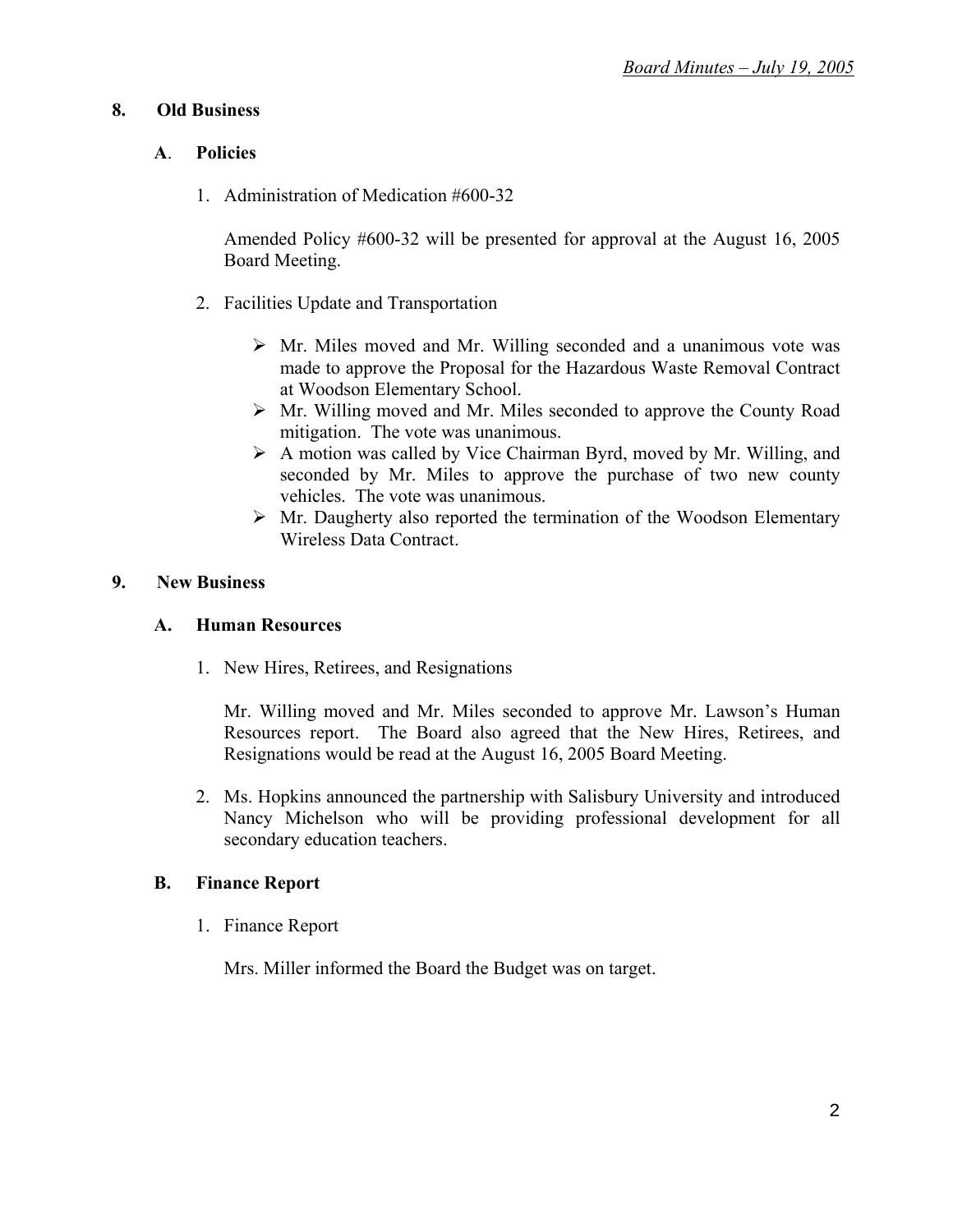## 8. Old Business

### A. Policies

1. Administration of Medication #600-32

   Amended Policy #600-32 will be presented for approval at the August 16, 2005 Board Meeting.

2. Facilities Update and Transportation

   - Mr. Miles moved and Mr. Willing seconded and a unanimous vote was made to approve the Proposal for the Hazardous Waste Removal Contract at Woodson Elementary School.
   - Mr. Willing moved and Mr. Miles seconded to approve the County Road mitigation. The vote was unanimous.
   - A motion was called by Vice Chairman Byrd, moved by Mr. Willing, and seconded by Mr. Miles to approve the purchase of two new county vehicles. The vote was unanimous.
   - Mr. Daugherty also reported the termination of the Woodson Elementary Wireless Data Contract.

## 9. New Business

### A. Human Resources

1. New Hires, Retirees, and Resignations

   Mr. Willing moved and Mr. Miles seconded to approve Mr. Lawson's Human Resources report. The Board also agreed that the New Hires, Retirees, and Resignations would be read at the August 16, 2005 Board Meeting.

2. Ms. Hopkins announced the partnership with Salisbury University and introduced Nancy Michelson who will be providing professional development for all secondary education teachers.

### B. Finance Report

1. Finance Report

   Mrs. Miller informed the Board the Budget was on target.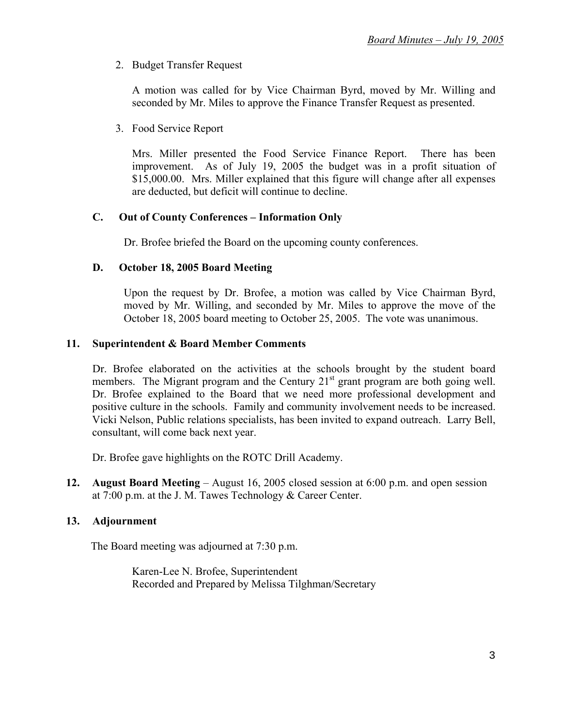2. Budget Transfer Request

   A motion was called for by Vice Chairman Byrd, moved by Mr. Willing and seconded by Mr. Miles to approve the Finance Transfer Request as presented.

3. Food Service Report

   Mrs. Miller presented the Food Service Finance Report. There has been improvement. As of July 19, 2005 the budget was in a profit situation of $15,000.00. Mrs. Miller explained that this figure will change after all expenses are deducted, but deficit will continue to decline.

**C. Out of County Conferences – Information Only**

Dr. Brofee briefed the Board on the upcoming county conferences.

**D. October 18, 2005 Board Meeting**

Upon the request by Dr. Brofee, a motion was called by Vice Chairman Byrd, moved by Mr. Willing, and seconded by Mr. Miles to approve the move of the October 18, 2005 board meeting to October 25, 2005. The vote was unanimous.

**11. Superintendent & Board Member Comments**

Dr. Brofee elaborated on the activities at the schools brought by the student board members. The Migrant program and the Century 21st grant program are both going well. Dr. Brofee explained to the Board that we need more professional development and positive culture in the schools. Family and community involvement needs to be increased. Vicki Nelson, Public relations specialists, has been invited to expand outreach. Larry Bell, consultant, will come back next year.

Dr. Brofee gave highlights on the ROTC Drill Academy.

**12. August Board Meeting** – August 16, 2005 closed session at 6:00 p.m. and open session at 7:00 p.m. at the J. M. Tawes Technology & Career Center.

**13. Adjournment**

The Board meeting was adjourned at 7:30 p.m.

Karen-Lee N. Brofee, Superintendent
Recorded and Prepared by Melissa Tilghman/Secretary